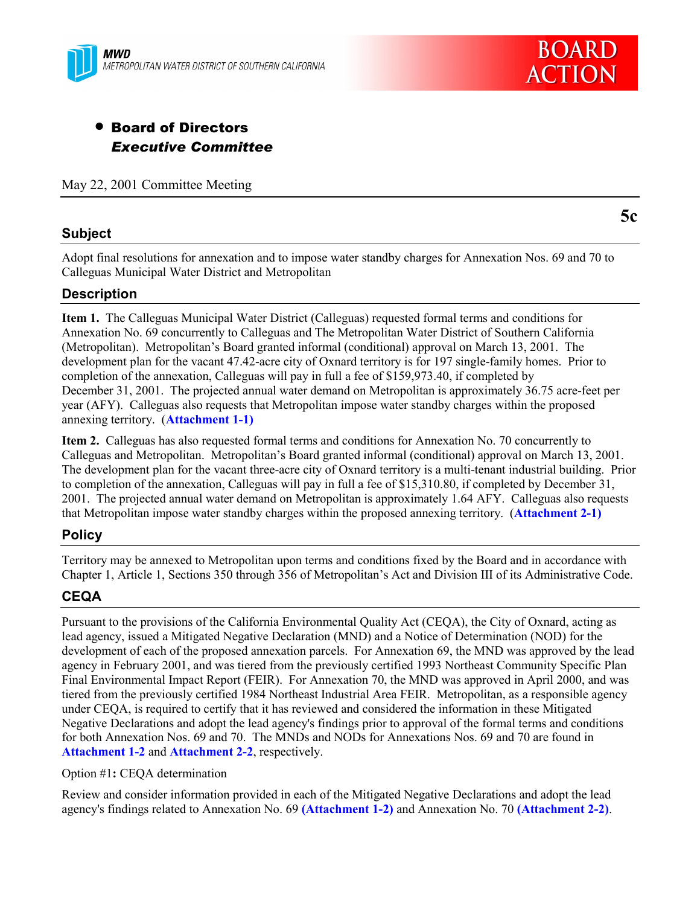MWD
METROPOLITAN WATER DISTRICT OF SOUTHERN CALIFORNIA

BOARD ACTION

- **Board of Directors**
  ***Executive Committee***

May 22, 2001 Committee Meeting

**5c**

## Subject

Adopt final resolutions for annexation and to impose water standby charges for Annexation Nos. 69 and 70 to Calleguas Municipal Water District and Metropolitan

## Description

**Item 1.** The Calleguas Municipal Water District (Calleguas) requested formal terms and conditions for Annexation No. 69 concurrently to Calleguas and The Metropolitan Water District of Southern California (Metropolitan). Metropolitan's Board granted informal (conditional) approval on March 13, 2001. The development plan for the vacant 47.42-acre city of Oxnard territory is for 197 single-family homes. Prior to completion of the annexation, Calleguas will pay in full a fee of $159,973.40, if completed by December 31, 2001. The projected annual water demand on Metropolitan is approximately 36.75 acre-feet per year (AFY). Calleguas also requests that Metropolitan impose water standby charges within the proposed annexing territory. (**Attachment 1-1)**

**Item 2.** Calleguas has also requested formal terms and conditions for Annexation No. 70 concurrently to Calleguas and Metropolitan. Metropolitan's Board granted informal (conditional) approval on March 13, 2001. The development plan for the vacant three-acre city of Oxnard territory is a multi-tenant industrial building. Prior to completion of the annexation, Calleguas will pay in full a fee of $15,310.80, if completed by December 31, 2001. The projected annual water demand on Metropolitan is approximately 1.64 AFY. Calleguas also requests that Metropolitan impose water standby charges within the proposed annexing territory. (**Attachment 2-1)**

## Policy

Territory may be annexed to Metropolitan upon terms and conditions fixed by the Board and in accordance with Chapter 1, Article 1, Sections 350 through 356 of Metropolitan's Act and Division III of its Administrative Code.

## CEQA

Pursuant to the provisions of the California Environmental Quality Act (CEQA), the City of Oxnard, acting as lead agency, issued a Mitigated Negative Declaration (MND) and a Notice of Determination (NOD) for the development of each of the proposed annexation parcels. For Annexation 69, the MND was approved by the lead agency in February 2001, and was tiered from the previously certified 1993 Northeast Community Specific Plan Final Environmental Impact Report (FEIR). For Annexation 70, the MND was approved in April 2000, and was tiered from the previously certified 1984 Northeast Industrial Area FEIR. Metropolitan, as a responsible agency under CEQA, is required to certify that it has reviewed and considered the information in these Mitigated Negative Declarations and adopt the lead agency's findings prior to approval of the formal terms and conditions for both Annexation Nos. 69 and 70. The MNDs and NODs for Annexations Nos. 69 and 70 are found in **Attachment 1-2** and **Attachment 2-2**, respectively.

Option #1**:** CEQA determination

Review and consider information provided in each of the Mitigated Negative Declarations and adopt the lead agency's findings related to Annexation No. 69 **(Attachment 1-2)** and Annexation No. 70 **(Attachment 2-2)**.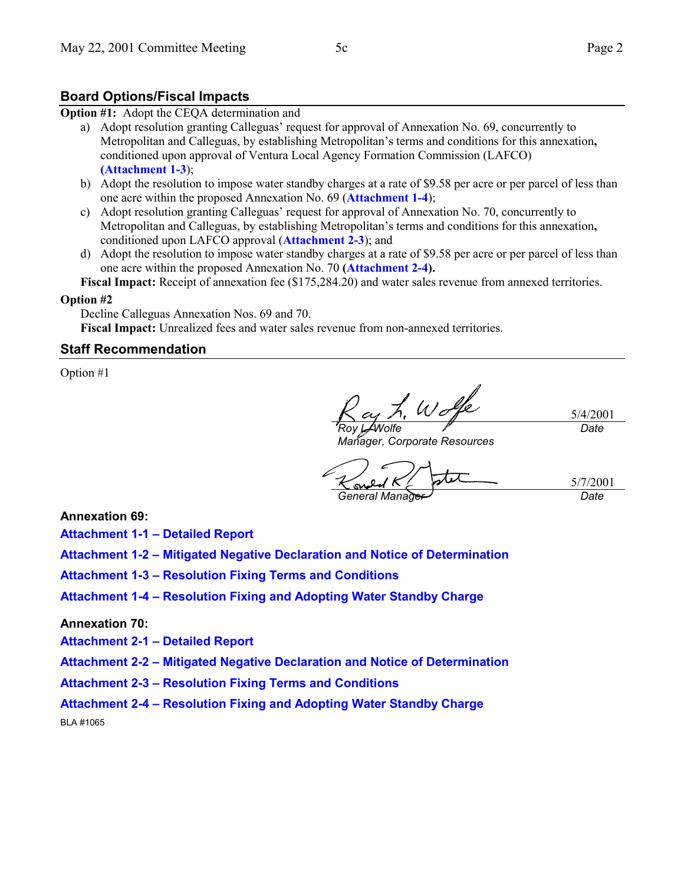## Board Options/Fiscal Impacts

**Option #1:** Adopt the CEQA determination and

a) Adopt resolution granting Calleguas' request for approval of Annexation No. 69, concurrently to Metropolitan and Calleguas, by establishing Metropolitan's terms and conditions for this annexation**,** conditioned upon approval of Ventura Local Agency Formation Commission (LAFCO) **(Attachment 1-3**);

b) Adopt the resolution to impose water standby charges at a rate of $9.58 per acre or per parcel of less than one acre within the proposed Annexation No. 69 (**Attachment 1-4**);

c) Adopt resolution granting Calleguas' request for approval of Annexation No. 70, concurrently to Metropolitan and Calleguas, by establishing Metropolitan's terms and conditions for this annexation**,** conditioned upon LAFCO approval (**Attachment 2-3**); and

d) Adopt the resolution to impose water standby charges at a rate of $9.58 per acre or per parcel of less than one acre within the proposed Annexation No. 70 **(Attachment 2-4).**

**Fiscal Impact:** Receipt of annexation fee ($175,284.20) and water sales revenue from annexed territories.

**Option #2**

Decline Calleguas Annexation Nos. 69 and 70.

**Fiscal Impact:** Unrealized fees and water sales revenue from non-annexed territories.

## Staff Recommendation

Option #1

Roy L. Wolfe — 5/4/2001
*Roy L. Wolfe*
*Manager, Corporate Resources* — *Date*

Ronald R. Gastelum — 5/7/2001
*General Manager* — *Date*

**Annexation 69:**

**Attachment 1-1 – Detailed Report**

**Attachment 1-2 – Mitigated Negative Declaration and Notice of Determination**

**Attachment 1-3 – Resolution Fixing Terms and Conditions**

**Attachment 1-4 – Resolution Fixing and Adopting Water Standby Charge**

**Annexation 70:**

**Attachment 2-1 – Detailed Report**

**Attachment 2-2 – Mitigated Negative Declaration and Notice of Determination**

**Attachment 2-3 – Resolution Fixing Terms and Conditions**

**Attachment 2-4 – Resolution Fixing and Adopting Water Standby Charge**

BLA #1065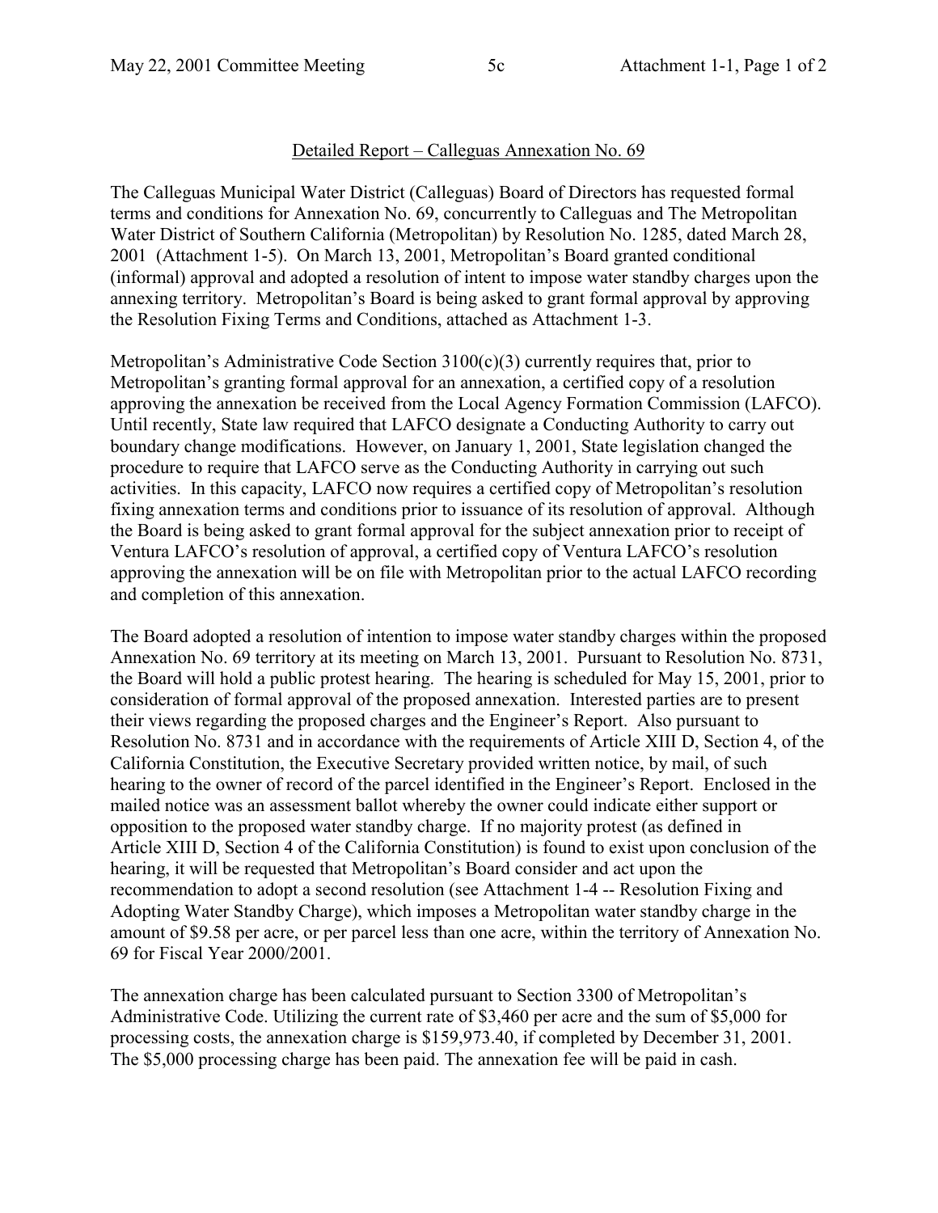## Detailed Report – Calleguas Annexation No. 69

The Calleguas Municipal Water District (Calleguas) Board of Directors has requested formal terms and conditions for Annexation No. 69, concurrently to Calleguas and The Metropolitan Water District of Southern California (Metropolitan) by Resolution No. 1285, dated March 28, 2001 (Attachment 1-5). On March 13, 2001, Metropolitan's Board granted conditional (informal) approval and adopted a resolution of intent to impose water standby charges upon the annexing territory. Metropolitan's Board is being asked to grant formal approval by approving the Resolution Fixing Terms and Conditions, attached as Attachment 1-3.

Metropolitan's Administrative Code Section 3100(c)(3) currently requires that, prior to Metropolitan's granting formal approval for an annexation, a certified copy of a resolution approving the annexation be received from the Local Agency Formation Commission (LAFCO). Until recently, State law required that LAFCO designate a Conducting Authority to carry out boundary change modifications. However, on January 1, 2001, State legislation changed the procedure to require that LAFCO serve as the Conducting Authority in carrying out such activities. In this capacity, LAFCO now requires a certified copy of Metropolitan's resolution fixing annexation terms and conditions prior to issuance of its resolution of approval. Although the Board is being asked to grant formal approval for the subject annexation prior to receipt of Ventura LAFCO's resolution of approval, a certified copy of Ventura LAFCO's resolution approving the annexation will be on file with Metropolitan prior to the actual LAFCO recording and completion of this annexation.

The Board adopted a resolution of intention to impose water standby charges within the proposed Annexation No. 69 territory at its meeting on March 13, 2001. Pursuant to Resolution No. 8731, the Board will hold a public protest hearing. The hearing is scheduled for May 15, 2001, prior to consideration of formal approval of the proposed annexation. Interested parties are to present their views regarding the proposed charges and the Engineer's Report. Also pursuant to Resolution No. 8731 and in accordance with the requirements of Article XIII D, Section 4, of the California Constitution, the Executive Secretary provided written notice, by mail, of such hearing to the owner of record of the parcel identified in the Engineer's Report. Enclosed in the mailed notice was an assessment ballot whereby the owner could indicate either support or opposition to the proposed water standby charge. If no majority protest (as defined in Article XIII D, Section 4 of the California Constitution) is found to exist upon conclusion of the hearing, it will be requested that Metropolitan's Board consider and act upon the recommendation to adopt a second resolution (see Attachment 1-4 -- Resolution Fixing and Adopting Water Standby Charge), which imposes a Metropolitan water standby charge in the amount of $9.58 per acre, or per parcel less than one acre, within the territory of Annexation No. 69 for Fiscal Year 2000/2001.

The annexation charge has been calculated pursuant to Section 3300 of Metropolitan's Administrative Code. Utilizing the current rate of $3,460 per acre and the sum of $5,000 for processing costs, the annexation charge is $159,973.40, if completed by December 31, 2001. The $5,000 processing charge has been paid. The annexation fee will be paid in cash.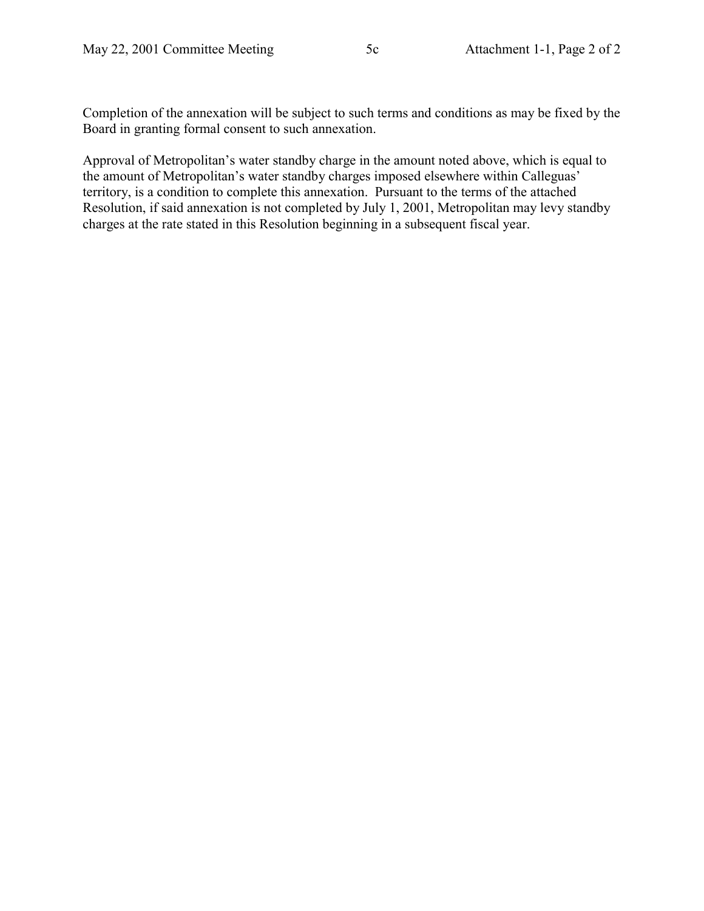Completion of the annexation will be subject to such terms and conditions as may be fixed by the Board in granting formal consent to such annexation.

Approval of Metropolitan's water standby charge in the amount noted above, which is equal to the amount of Metropolitan's water standby charges imposed elsewhere within Calleguas' territory, is a condition to complete this annexation. Pursuant to the terms of the attached Resolution, if said annexation is not completed by July 1, 2001, Metropolitan may levy standby charges at the rate stated in this Resolution beginning in a subsequent fiscal year.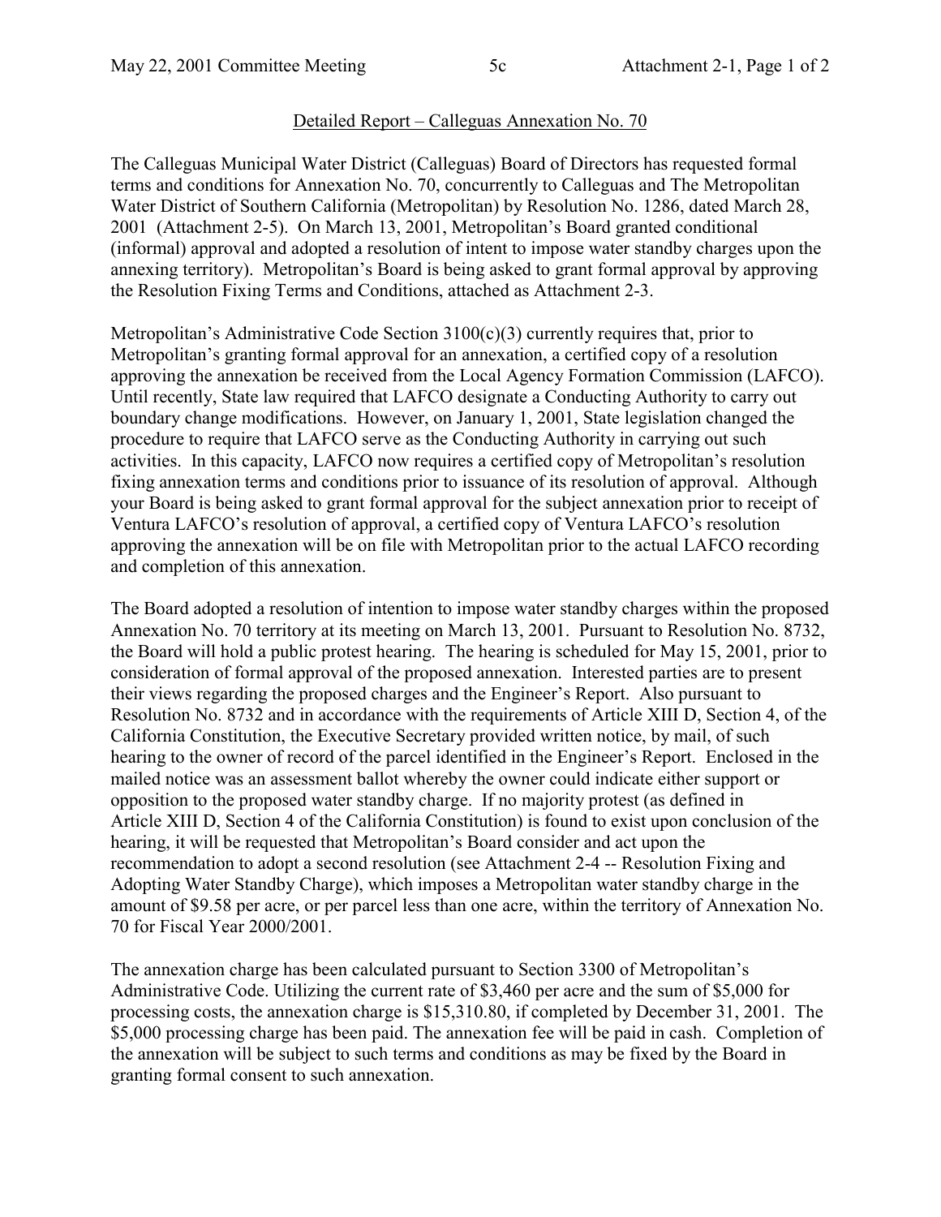## Detailed Report – Calleguas Annexation No. 70

The Calleguas Municipal Water District (Calleguas) Board of Directors has requested formal terms and conditions for Annexation No. 70, concurrently to Calleguas and The Metropolitan Water District of Southern California (Metropolitan) by Resolution No. 1286, dated March 28, 2001 (Attachment 2-5). On March 13, 2001, Metropolitan's Board granted conditional (informal) approval and adopted a resolution of intent to impose water standby charges upon the annexing territory). Metropolitan's Board is being asked to grant formal approval by approving the Resolution Fixing Terms and Conditions, attached as Attachment 2-3.

Metropolitan's Administrative Code Section 3100(c)(3) currently requires that, prior to Metropolitan's granting formal approval for an annexation, a certified copy of a resolution approving the annexation be received from the Local Agency Formation Commission (LAFCO). Until recently, State law required that LAFCO designate a Conducting Authority to carry out boundary change modifications. However, on January 1, 2001, State legislation changed the procedure to require that LAFCO serve as the Conducting Authority in carrying out such activities. In this capacity, LAFCO now requires a certified copy of Metropolitan's resolution fixing annexation terms and conditions prior to issuance of its resolution of approval. Although your Board is being asked to grant formal approval for the subject annexation prior to receipt of Ventura LAFCO's resolution of approval, a certified copy of Ventura LAFCO's resolution approving the annexation will be on file with Metropolitan prior to the actual LAFCO recording and completion of this annexation.

The Board adopted a resolution of intention to impose water standby charges within the proposed Annexation No. 70 territory at its meeting on March 13, 2001. Pursuant to Resolution No. 8732, the Board will hold a public protest hearing. The hearing is scheduled for May 15, 2001, prior to consideration of formal approval of the proposed annexation. Interested parties are to present their views regarding the proposed charges and the Engineer's Report. Also pursuant to Resolution No. 8732 and in accordance with the requirements of Article XIII D, Section 4, of the California Constitution, the Executive Secretary provided written notice, by mail, of such hearing to the owner of record of the parcel identified in the Engineer's Report. Enclosed in the mailed notice was an assessment ballot whereby the owner could indicate either support or opposition to the proposed water standby charge. If no majority protest (as defined in Article XIII D, Section 4 of the California Constitution) is found to exist upon conclusion of the hearing, it will be requested that Metropolitan's Board consider and act upon the recommendation to adopt a second resolution (see Attachment 2-4 -- Resolution Fixing and Adopting Water Standby Charge), which imposes a Metropolitan water standby charge in the amount of $9.58 per acre, or per parcel less than one acre, within the territory of Annexation No. 70 for Fiscal Year 2000/2001.

The annexation charge has been calculated pursuant to Section 3300 of Metropolitan's Administrative Code. Utilizing the current rate of $3,460 per acre and the sum of $5,000 for processing costs, the annexation charge is $15,310.80, if completed by December 31, 2001. The $5,000 processing charge has been paid. The annexation fee will be paid in cash. Completion of the annexation will be subject to such terms and conditions as may be fixed by the Board in granting formal consent to such annexation.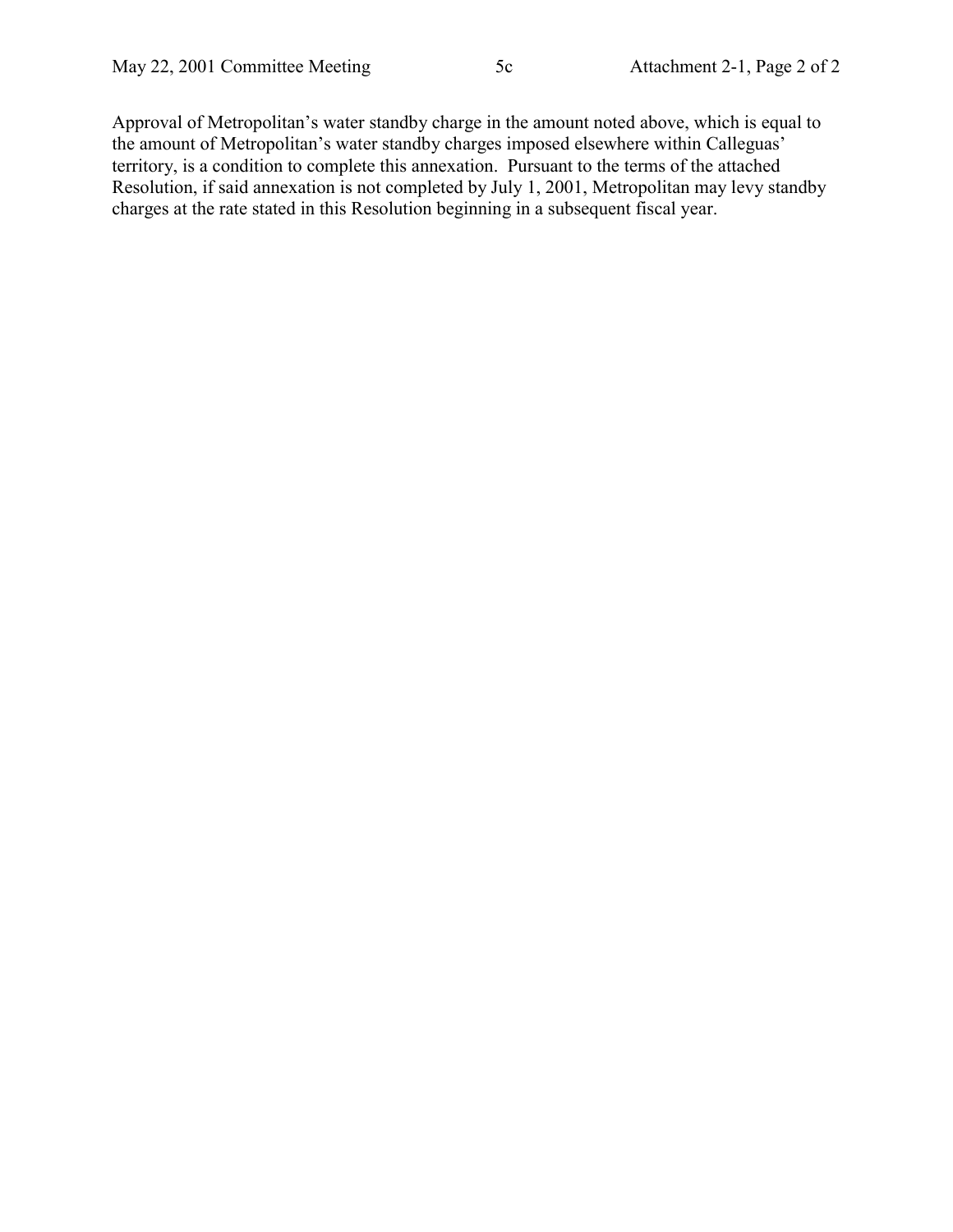Approval of Metropolitan's water standby charge in the amount noted above, which is equal to the amount of Metropolitan's water standby charges imposed elsewhere within Calleguas' territory, is a condition to complete this annexation. Pursuant to the terms of the attached Resolution, if said annexation is not completed by July 1, 2001, Metropolitan may levy standby charges at the rate stated in this Resolution beginning in a subsequent fiscal year.